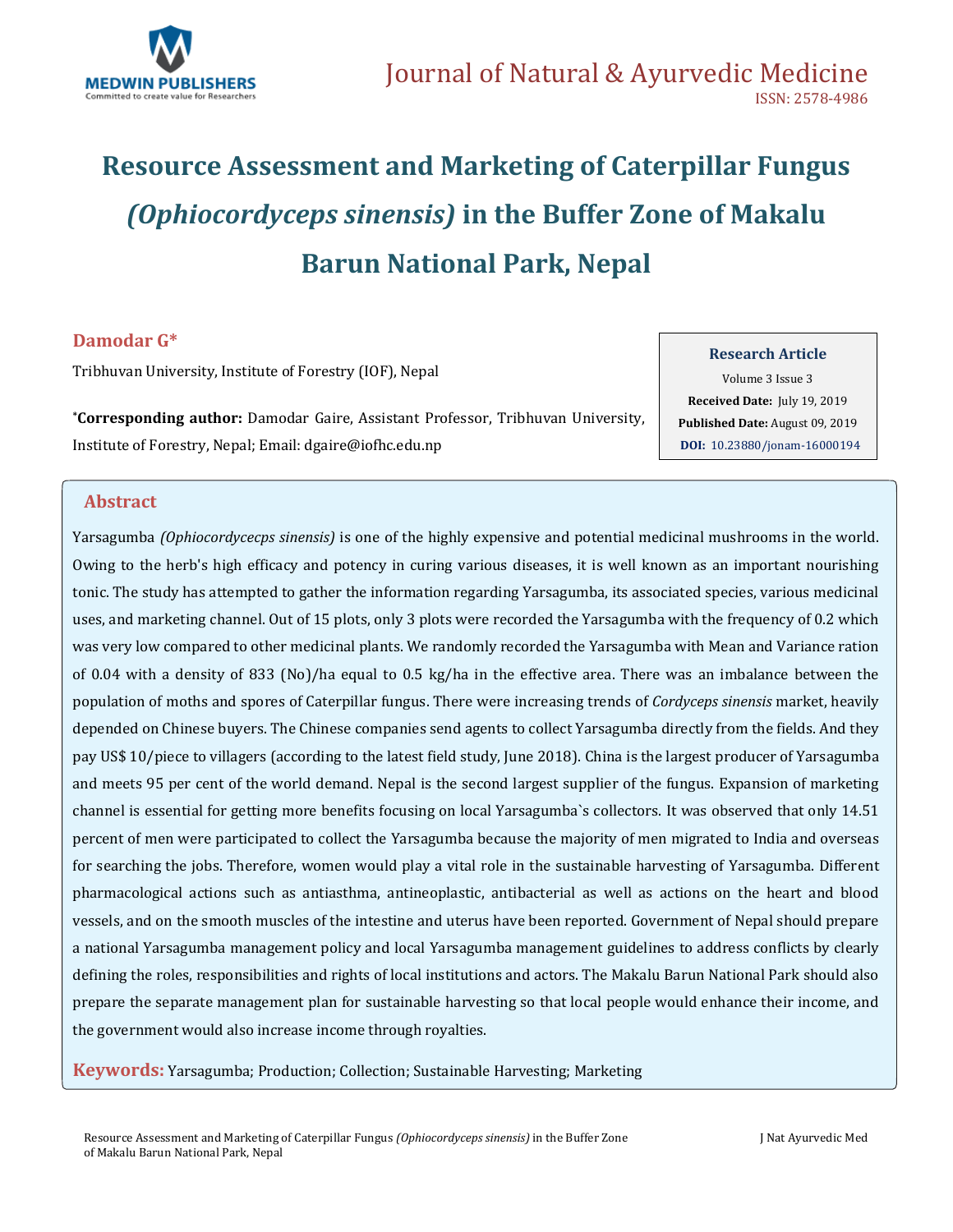Journal of Natural & Ayurvedic Medicine
ISSN: 2578-4986

# Resource Assessment and Marketing of Caterpillar Fungus *(Ophiocordyceps sinensis)* in the Buffer Zone of Makalu Barun National Park, Nepal

**Damodar G***

Tribhuvan University, Institute of Forestry (IOF), Nepal

***Corresponding author:** Damodar Gaire, Assistant Professor, Tribhuvan University, Institute of Forestry, Nepal; Email: dgaire@iofhc.edu.np

**Research Article**
Volume 3 Issue 3
**Received Date:** July 19, 2019
**Published Date:** August 09, 2019
**DOI:** 10.23880/jonam-16000194

## Abstract

Yarsagumba *(Ophiocordycecps sinensis)* is one of the highly expensive and potential medicinal mushrooms in the world. Owing to the herb's high efficacy and potency in curing various diseases, it is well known as an important nourishing tonic. The study has attempted to gather the information regarding Yarsagumba, its associated species, various medicinal uses, and marketing channel. Out of 15 plots, only 3 plots were recorded the Yarsagumba with the frequency of 0.2 which was very low compared to other medicinal plants. We randomly recorded the Yarsagumba with Mean and Variance ration of 0.04 with a density of 833 (No)/ha equal to 0.5 kg/ha in the effective area. There was an imbalance between the population of moths and spores of Caterpillar fungus. There were increasing trends of *Cordyceps sinensis* market, heavily depended on Chinese buyers. The Chinese companies send agents to collect Yarsagumba directly from the fields. And they pay US$ 10/piece to villagers (according to the latest field study, June 2018). China is the largest producer of Yarsagumba and meets 95 per cent of the world demand. Nepal is the second largest supplier of the fungus. Expansion of marketing channel is essential for getting more benefits focusing on local Yarsagumba`s collectors. It was observed that only 14.51 percent of men were participated to collect the Yarsagumba because the majority of men migrated to India and overseas for searching the jobs. Therefore, women would play a vital role in the sustainable harvesting of Yarsagumba. Different pharmacological actions such as antiasthma, antineoplastic, antibacterial as well as actions on the heart and blood vessels, and on the smooth muscles of the intestine and uterus have been reported. Government of Nepal should prepare a national Yarsagumba management policy and local Yarsagumba management guidelines to address conflicts by clearly defining the roles, responsibilities and rights of local institutions and actors. The Makalu Barun National Park should also prepare the separate management plan for sustainable harvesting so that local people would enhance their income, and the government would also increase income through royalties.

**Keywords:** Yarsagumba; Production; Collection; Sustainable Harvesting; Marketing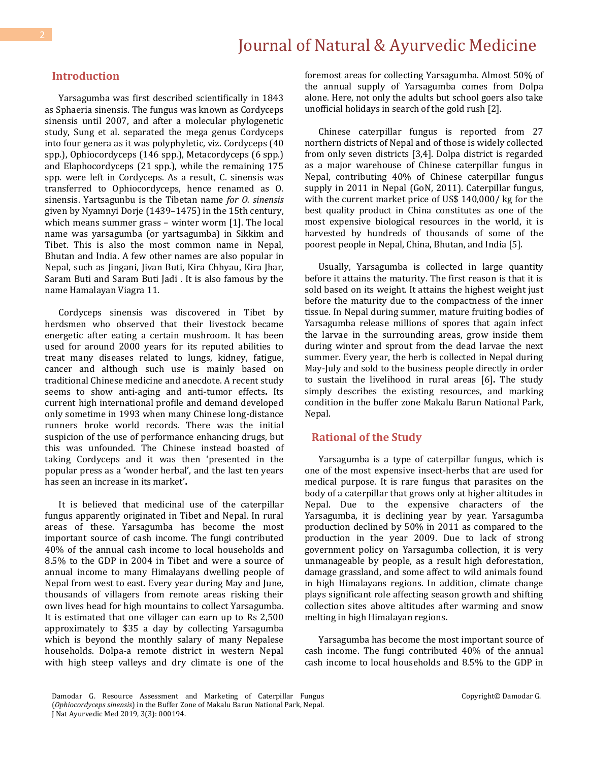## Introduction

Yarsagumba was first described scientifically in 1843 as Sphaeria sinensis. The fungus was known as Cordyceps sinensis until 2007, and after a molecular phylogenetic study, Sung et al. separated the mega genus Cordyceps into four genera as it was polyphyletic, viz. Cordyceps (40 spp.), Ophiocordyceps (146 spp.), Metacordyceps (6 spp.) and Elaphocordyceps (21 spp.), while the remaining 175 spp. were left in Cordyceps. As a result, C. sinensis was transferred to Ophiocordyceps, hence renamed as O. sinensis. Yartsagunbu is the Tibetan name *for O. sinensis* given by Nyamnyi Dorje (1439–1475) in the 15th century, which means summer grass – winter worm [1]. The local name was yarsagumba (or yartsagumba) in Sikkim and Tibet. This is also the most common name in Nepal, Bhutan and India. A few other names are also popular in Nepal, such as Jingani, Jivan Buti, Kira Chhyau, Kira Jhar, Saram Buti and Saram Buti Jadi . It is also famous by the name Hamalayan Viagra 11.

Cordyceps sinensis was discovered in Tibet by herdsmen who observed that their livestock became energetic after eating a certain mushroom. It has been used for around 2000 years for its reputed abilities to treat many diseases related to lungs, kidney, fatigue, cancer and although such use is mainly based on traditional Chinese medicine and anecdote. A recent study seems to show anti-aging and anti-tumor effects**.** Its current high international profile and demand developed only sometime in 1993 when many Chinese long-distance runners broke world records. There was the initial suspicion of the use of performance enhancing drugs, but this was unfounded. The Chinese instead boasted of taking Cordyceps and it was then 'presented in the popular press as a 'wonder herbal', and the last ten years has seen an increase in its market'**.**

It is believed that medicinal use of the caterpillar fungus apparently originated in Tibet and Nepal. In rural areas of these. Yarsagumba has become the most important source of cash income. The fungi contributed 40% of the annual cash income to local households and 8.5% to the GDP in 2004 in Tibet and were a source of annual income to many Himalayans dwelling people of Nepal from west to east. Every year during May and June, thousands of villagers from remote areas risking their own lives head for high mountains to collect Yarsagumba. It is estimated that one villager can earn up to Rs 2,500 approximately to $35 a day by collecting Yarsagumba which is beyond the monthly salary of many Nepalese households. Dolpa-a remote district in western Nepal with high steep valleys and dry climate is one of the foremost areas for collecting Yarsagumba. Almost 50% of the annual supply of Yarsagumba comes from Dolpa alone. Here, not only the adults but school goers also take unofficial holidays in search of the gold rush [2].

Chinese caterpillar fungus is reported from 27 northern districts of Nepal and of those is widely collected from only seven districts [3,4]. Dolpa district is regarded as a major warehouse of Chinese caterpillar fungus in Nepal, contributing 40% of Chinese caterpillar fungus supply in 2011 in Nepal (GoN, 2011). Caterpillar fungus, with the current market price of US$ 140,000/ kg for the best quality product in China constitutes as one of the most expensive biological resources in the world, it is harvested by hundreds of thousands of some of the poorest people in Nepal, China, Bhutan, and India [5].

Usually, Yarsagumba is collected in large quantity before it attains the maturity. The first reason is that it is sold based on its weight. It attains the highest weight just before the maturity due to the compactness of the inner tissue. In Nepal during summer, mature fruiting bodies of Yarsagumba release millions of spores that again infect the larvae in the surrounding areas, grow inside them during winter and sprout from the dead larvae the next summer. Every year, the herb is collected in Nepal during May-July and sold to the business people directly in order to sustain the livelihood in rural areas [6]**.** The study simply describes the existing resources, and marking condition in the buffer zone Makalu Barun National Park, Nepal.

## Rational of the Study

Yarsagumba is a type of caterpillar fungus, which is one of the most expensive insect-herbs that are used for medical purpose. It is rare fungus that parasites on the body of a caterpillar that grows only at higher altitudes in Nepal. Due to the expensive characters of the Yarsagumba, it is declining year by year. Yarsagumba production declined by 50% in 2011 as compared to the production in the year 2009. Due to lack of strong government policy on Yarsagumba collection, it is very unmanageable by people, as a result high deforestation, damage grassland, and some affect to wild animals found in high Himalayans regions. In addition, climate change plays significant role affecting season growth and shifting collection sites above altitudes after warming and snow melting in high Himalayan regions**.**

Yarsagumba has become the most important source of cash income. The fungi contributed 40% of the annual cash income to local households and 8.5% to the GDP in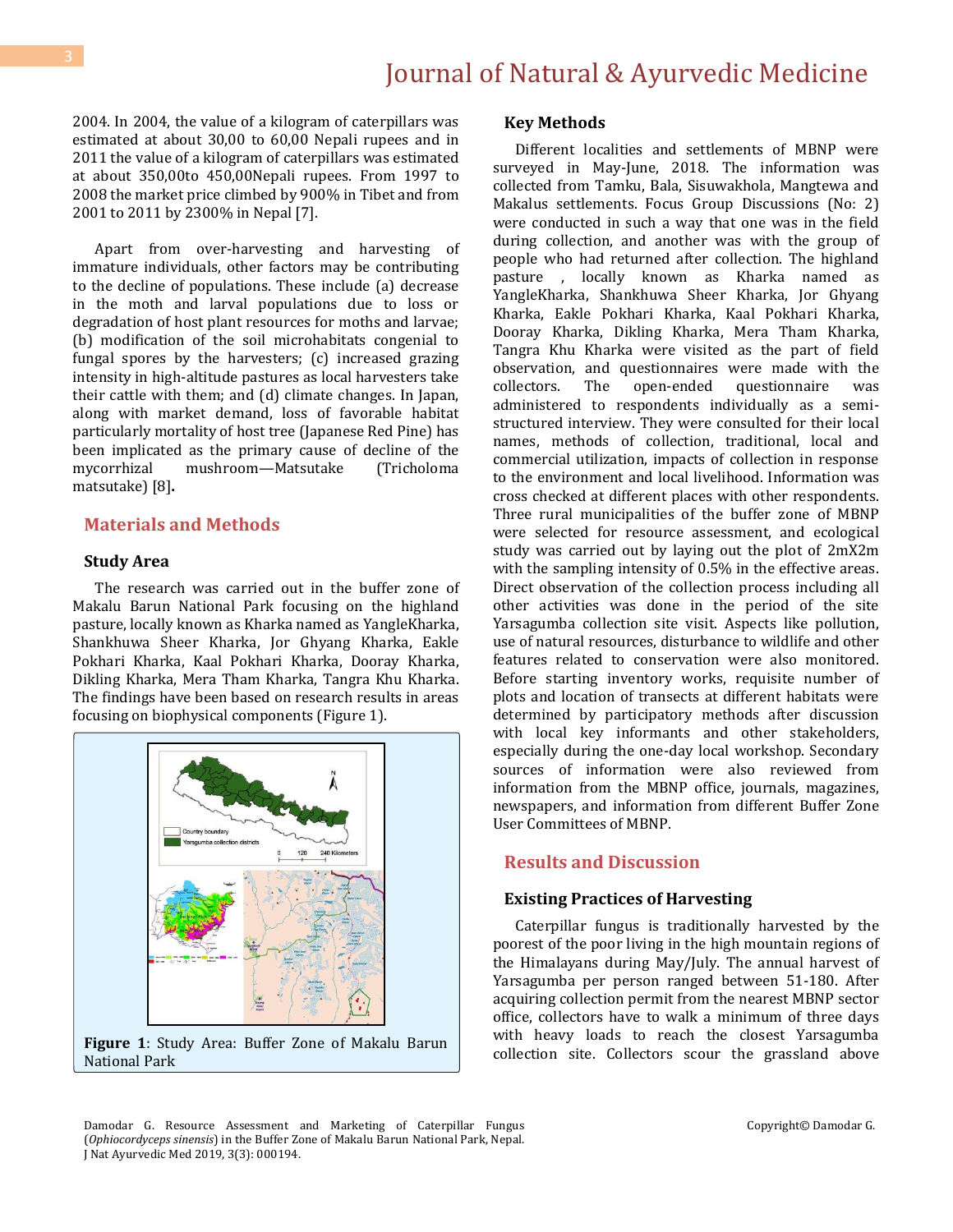2004. In 2004, the value of a kilogram of caterpillars was estimated at about 30,00 to 60,00 Nepali rupees and in 2011 the value of a kilogram of caterpillars was estimated at about 350,00to 450,00Nepali rupees. From 1997 to 2008 the market price climbed by 900% in Tibet and from 2001 to 2011 by 2300% in Nepal [7].

Apart from over-harvesting and harvesting of immature individuals, other factors may be contributing to the decline of populations. These include (a) decrease in the moth and larval populations due to loss or degradation of host plant resources for moths and larvae; (b) modification of the soil microhabitats congenial to fungal spores by the harvesters; (c) increased grazing intensity in high-altitude pastures as local harvesters take their cattle with them; and (d) climate changes. In Japan, along with market demand, loss of favorable habitat particularly mortality of host tree (Japanese Red Pine) has been implicated as the primary cause of decline of the mycorrhizal mushroom—Matsutake (Tricholoma matsutake) [8].

## Materials and Methods

### Study Area

The research was carried out in the buffer zone of Makalu Barun National Park focusing on the highland pasture, locally known as Kharka named as YangleKharka, Shankhuwa Sheer Kharka, Jor Ghyang Kharka, Eakle Pokhari Kharka, Kaal Pokhari Kharka, Dooray Kharka, Dikling Kharka, Mera Tham Kharka, Tangra Khu Kharka. The findings have been based on research results in areas focusing on biophysical components (Figure 1).

**Figure 1**: Study Area: Buffer Zone of Makalu Barun National Park

### Key Methods

Different localities and settlements of MBNP were surveyed in May-June, 2018. The information was collected from Tamku, Bala, Sisuwakhola, Mangtewa and Makalus settlements. Focus Group Discussions (No: 2) were conducted in such a way that one was in the field during collection, and another was with the group of people who had returned after collection. The highland pasture , locally known as Kharka named as YangleKharka, Shankhuwa Sheer Kharka, Jor Ghyang Kharka, Eakle Pokhari Kharka, Kaal Pokhari Kharka, Dooray Kharka, Dikling Kharka, Mera Tham Kharka, Tangra Khu Kharka were visited as the part of field observation, and questionnaires were made with the collectors. The open-ended questionnaire was administered to respondents individually as a semi-structured interview. They were consulted for their local names, methods of collection, traditional, local and commercial utilization, impacts of collection in response to the environment and local livelihood. Information was cross checked at different places with other respondents. Three rural municipalities of the buffer zone of MBNP were selected for resource assessment, and ecological study was carried out by laying out the plot of 2mX2m with the sampling intensity of 0.5% in the effective areas. Direct observation of the collection process including all other activities was done in the period of the site Yarsagumba collection site visit. Aspects like pollution, use of natural resources, disturbance to wildlife and other features related to conservation were also monitored. Before starting inventory works, requisite number of plots and location of transects at different habitats were determined by participatory methods after discussion with local key informants and other stakeholders, especially during the one-day local workshop. Secondary sources of information were also reviewed from information from the MBNP office, journals, magazines, newspapers, and information from different Buffer Zone User Committees of MBNP.

## Results and Discussion

### Existing Practices of Harvesting

Caterpillar fungus is traditionally harvested by the poorest of the poor living in the high mountain regions of the Himalayans during May/July. The annual harvest of Yarsagumba per person ranged between 51-180. After acquiring collection permit from the nearest MBNP sector office, collectors have to walk a minimum of three days with heavy loads to reach the closest Yarsagumba collection site. Collectors scour the grassland above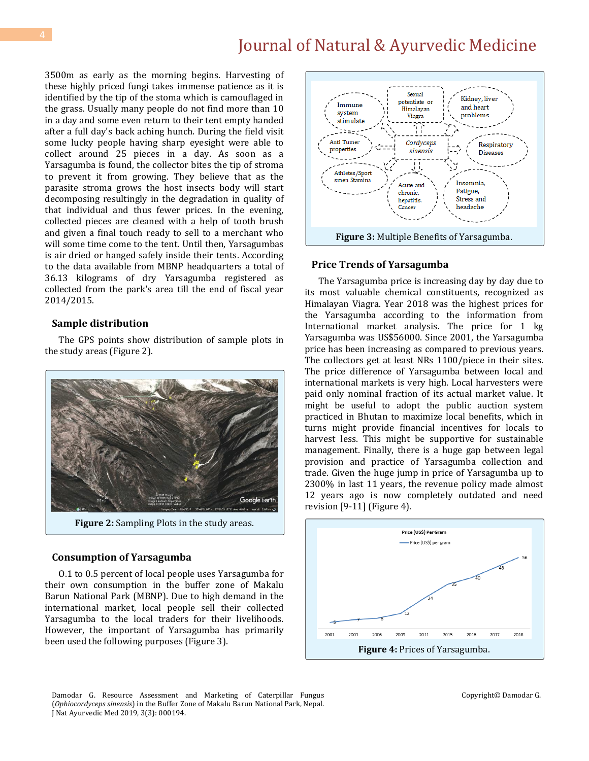3500m as early as the morning begins. Harvesting of these highly priced fungi takes immense patience as it is identified by the tip of the stoma which is camouflaged in the grass. Usually many people do not find more than 10 in a day and some even return to their tent empty handed after a full day's back aching hunch. During the field visit some lucky people having sharp eyesight were able to collect around 25 pieces in a day. As soon as a Yarsagumba is found, the collector bites the tip of stroma to prevent it from growing. They believe that as the parasite stroma grows the host insects body will start decomposing resultingly in the degradation in quality of that individual and thus fewer prices. In the evening, collected pieces are cleaned with a help of tooth brush and given a final touch ready to sell to a merchant who will some time come to the tent. Until then, Yarsagumbas is air dried or hanged safely inside their tents. According to the data available from MBNP headquarters a total of 36.13 kilograms of dry Yarsagumba registered as collected from the park's area till the end of fiscal year 2014/2015.

## Sample distribution

The GPS points show distribution of sample plots in the study areas (Figure 2).

**Figure 2:** Sampling Plots in the study areas.

## Consumption of Yarsagumba

0.1 to 0.5 percent of local people uses Yarsagumba for their own consumption in the buffer zone of Makalu Barun National Park (MBNP). Due to high demand in the international market, local people sell their collected Yarsagumba to the local traders for their livelihoods. However, the important of Yarsagumba has primarily been used the following purposes (Figure 3).

**Figure 3:** Multiple Benefits of Yarsagumba.

## Price Trends of Yarsagumba

The Yarsagumba price is increasing day by day due to its most valuable chemical constituents, recognized as Himalayan Viagra. Year 2018 was the highest prices for the Yarsagumba according to the information from International market analysis. The price for 1 kg Yarsagumba was US$56000. Since 2001, the Yarsagumba price has been increasing as compared to previous years. The collectors get at least NRs 1100/piece in their sites. The price difference of Yarsagumba between local and international markets is very high. Local harvesters were paid only nominal fraction of its actual market value. It might be useful to adopt the public auction system practiced in Bhutan to maximize local benefits, which in turns might provide financial incentives for locals to harvest less. This might be supportive for sustainable management. Finally, there is a huge gap between legal provision and practice of Yarsagumba collection and trade. Given the huge jump in price of Yarsagumba up to 2300% in last 11 years, the revenue policy made almost 12 years ago is now completely outdated and need revision [9-11] (Figure 4).

**Figure 4:** Prices of Yarsagumba.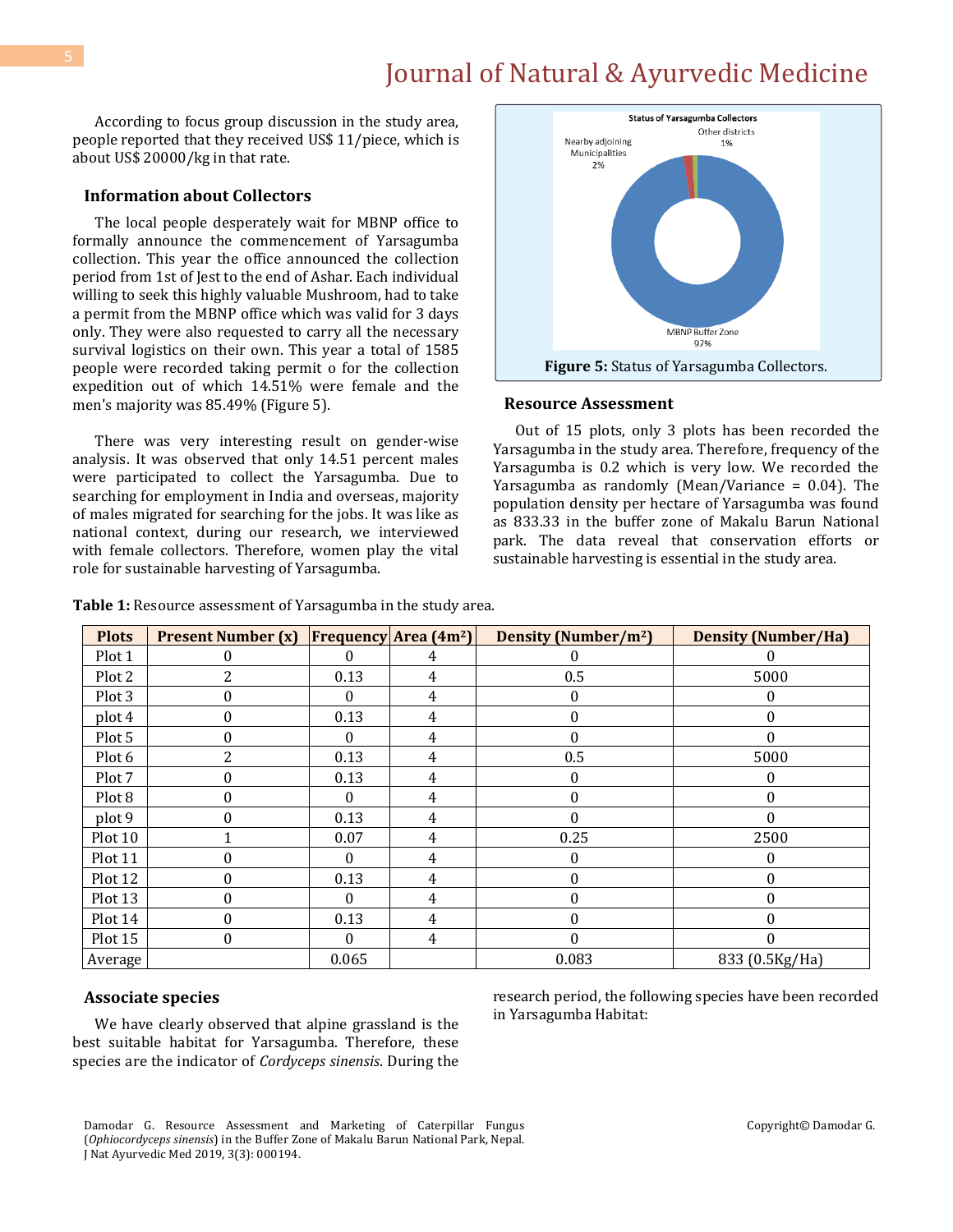According to focus group discussion in the study area, people reported that they received US$ 11/piece, which is about US$ 20000/kg in that rate.

### Information about Collectors

The local people desperately wait for MBNP office to formally announce the commencement of Yarsagumba collection. This year the office announced the collection period from 1st of Jest to the end of Ashar. Each individual willing to seek this highly valuable Mushroom, had to take a permit from the MBNP office which was valid for 3 days only. They were also requested to carry all the necessary survival logistics on their own. This year a total of 1585 people were recorded taking permit o for the collection expedition out of which 14.51% were female and the men's majority was 85.49% (Figure 5).

There was very interesting result on gender-wise analysis. It was observed that only 14.51 percent males were participated to collect the Yarsagumba. Due to searching for employment in India and overseas, majority of males migrated for searching for the jobs. It was like as national context, during our research, we interviewed with female collectors. Therefore, women play the vital role for sustainable harvesting of Yarsagumba.

Status of Yarsagumba Collectors

Other districts 1%

Nearby adjoining Municipalities 2%

MBNP Buffer Zone 97%

**Figure 5:** Status of Yarsagumba Collectors.

### Resource Assessment

Out of 15 plots, only 3 plots has been recorded the Yarsagumba in the study area. Therefore, frequency of the Yarsagumba is 0.2 which is very low. We recorded the Yarsagumba as randomly (Mean/Variance = 0.04). The population density per hectare of Yarsagumba was found as 833.33 in the buffer zone of Makalu Barun National park. The data reveal that conservation efforts or sustainable harvesting is essential in the study area.

**Table 1:** Resource assessment of Yarsagumba in the study area.

| Plots | Present Number (x) | Frequency | Area ($4m^2$) | Density (Number/$m^2$) | Density (Number/Ha) |
|---|---|---|---|---|---|
| Plot 1 | 0 | 0 | 4 | 0 | 0 |
| Plot 2 | 2 | 0.13 | 4 | 0.5 | 5000 |
| Plot 3 | 0 | 0 | 4 | 0 | 0 |
| plot 4 | 0 | 0.13 | 4 | 0 | 0 |
| Plot 5 | 0 | 0 | 4 | 0 | 0 |
| Plot 6 | 2 | 0.13 | 4 | 0.5 | 5000 |
| Plot 7 | 0 | 0.13 | 4 | 0 | 0 |
| Plot 8 | 0 | 0 | 4 | 0 | 0 |
| plot 9 | 0 | 0.13 | 4 | 0 | 0 |
| Plot 10 | 1 | 0.07 | 4 | 0.25 | 2500 |
| Plot 11 | 0 | 0 | 4 | 0 | 0 |
| Plot 12 | 0 | 0.13 | 4 | 0 | 0 |
| Plot 13 | 0 | 0 | 4 | 0 | 0 |
| Plot 14 | 0 | 0.13 | 4 | 0 | 0 |
| Plot 15 | 0 | 0 | 4 | 0 | 0 |
| Average | | 0.065 | | 0.083 | 833 (0.5Kg/Ha) |

### Associate species

We have clearly observed that alpine grassland is the best suitable habitat for Yarsagumba. Therefore, these species are the indicator of *Cordyceps sinensis*. During the research period, the following species have been recorded in Yarsagumba Habitat: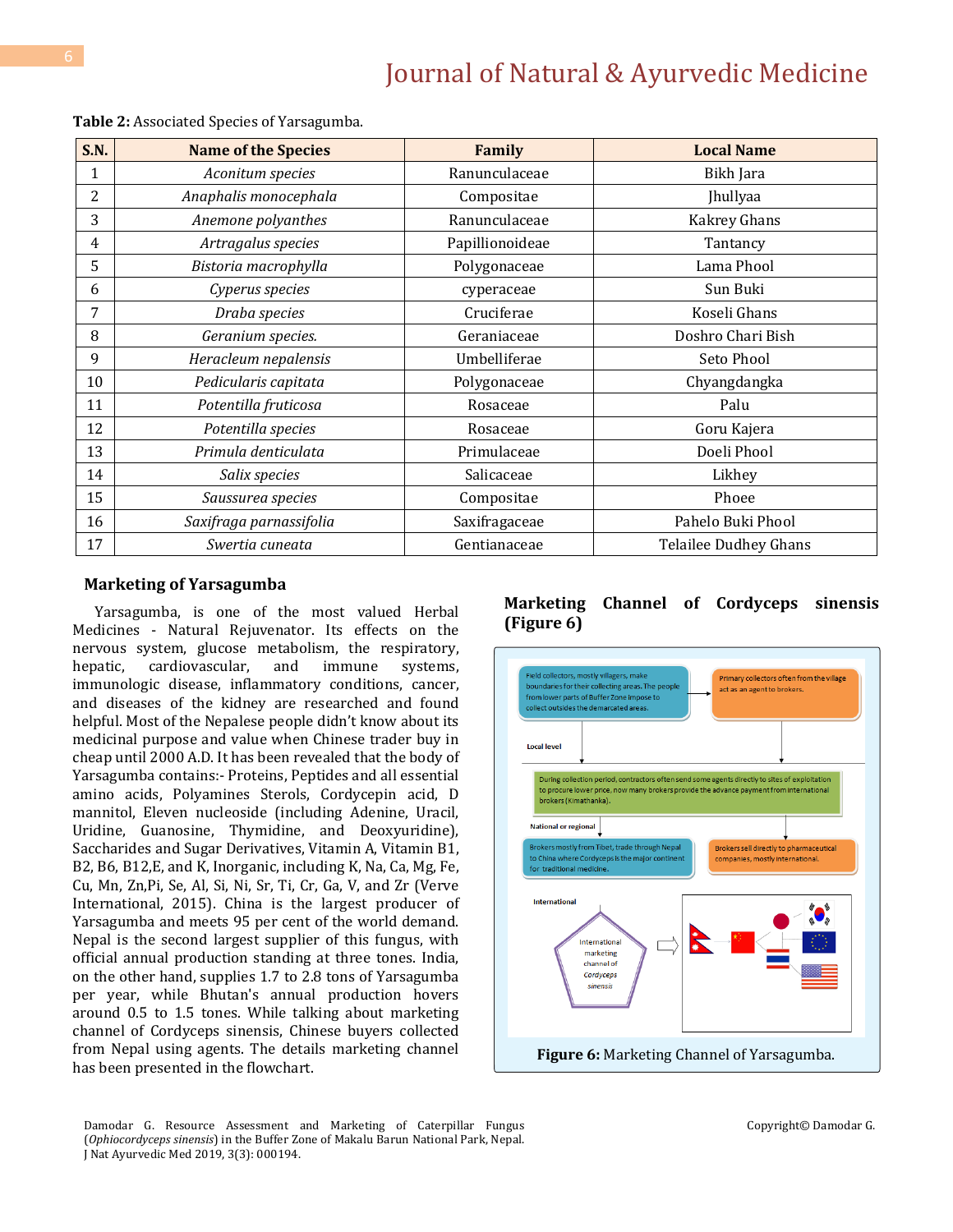**Table 2:** Associated Species of Yarsagumba.

| S.N. | Name of the Species | Family | Local Name |
|---|---|---|---|
| 1 | *Aconitum species* | Ranunculaceae | Bikh Jara |
| 2 | *Anaphalis monocephala* | Compositae | Jhullyaa |
| 3 | *Anemone polyanthes* | Ranunculaceae | Kakrey Ghans |
| 4 | *Artragalus species* | Papillionoideae | Tantancy |
| 5 | *Bistoria macrophylla* | Polygonaceae | Lama Phool |
| 6 | *Cyperus species* | cyperaceae | Sun Buki |
| 7 | *Draba species* | Cruciferae | Koseli Ghans |
| 8 | *Geranium species.* | Geraniaceae | Doshro Chari Bish |
| 9 | *Heracleum nepalensis* | Umbelliferae | Seto Phool |
| 10 | *Pedicularis capitata* | Polygonaceae | Chyangdangka |
| 11 | *Potentilla fruticosa* | Rosaceae | Palu |
| 12 | *Potentilla species* | Rosaceae | Goru Kajera |
| 13 | *Primula denticulata* | Primulaceae | Doeli Phool |
| 14 | *Salix species* | Salicaceae | Likhey |
| 15 | *Saussurea species* | Compositae | Phoee |
| 16 | *Saxifraga parnassifolia* | Saxifragaceae | Pahelo Buki Phool |
| 17 | *Swertia cuneata* | Gentianaceae | Telailee Dudhey Ghans |

### Marketing of Yarsagumba

Yarsagumba, is one of the most valued Herbal Medicines - Natural Rejuvenator. Its effects on the nervous system, glucose metabolism, the respiratory, hepatic, cardiovascular, and immune systems, immunologic disease, inflammatory conditions, cancer, and diseases of the kidney are researched and found helpful. Most of the Nepalese people didn't know about its medicinal purpose and value when Chinese trader buy in cheap until 2000 A.D. It has been revealed that the body of Yarsagumba contains:- Proteins, Peptides and all essential amino acids, Polyamines Sterols, Cordycepin acid, D mannitol, Eleven nucleoside (including Adenine, Uracil, Uridine, Guanosine, Thymidine, and Deoxyuridine), Saccharides and Sugar Derivatives, Vitamin A, Vitamin B1, B2, B6, B12,E, and K, Inorganic, including K, Na, Ca, Mg, Fe, Cu, Mn, Zn,Pi, Se, Al, Si, Ni, Sr, Ti, Cr, Ga, V, and Zr (Verve International, 2015). China is the largest producer of Yarsagumba and meets 95 per cent of the world demand. Nepal is the second largest supplier of this fungus, with official annual production standing at three tones. India, on the other hand, supplies 1.7 to 2.8 tons of Yarsagumba per year, while Bhutan's annual production hovers around 0.5 to 1.5 tones. While talking about marketing channel of Cordyceps sinensis, Chinese buyers collected from Nepal using agents. The details marketing channel has been presented in the flowchart.

### Marketing Channel of Cordyceps sinensis (Figure 6)

**Figure 6:** Marketing Channel of Yarsagumba.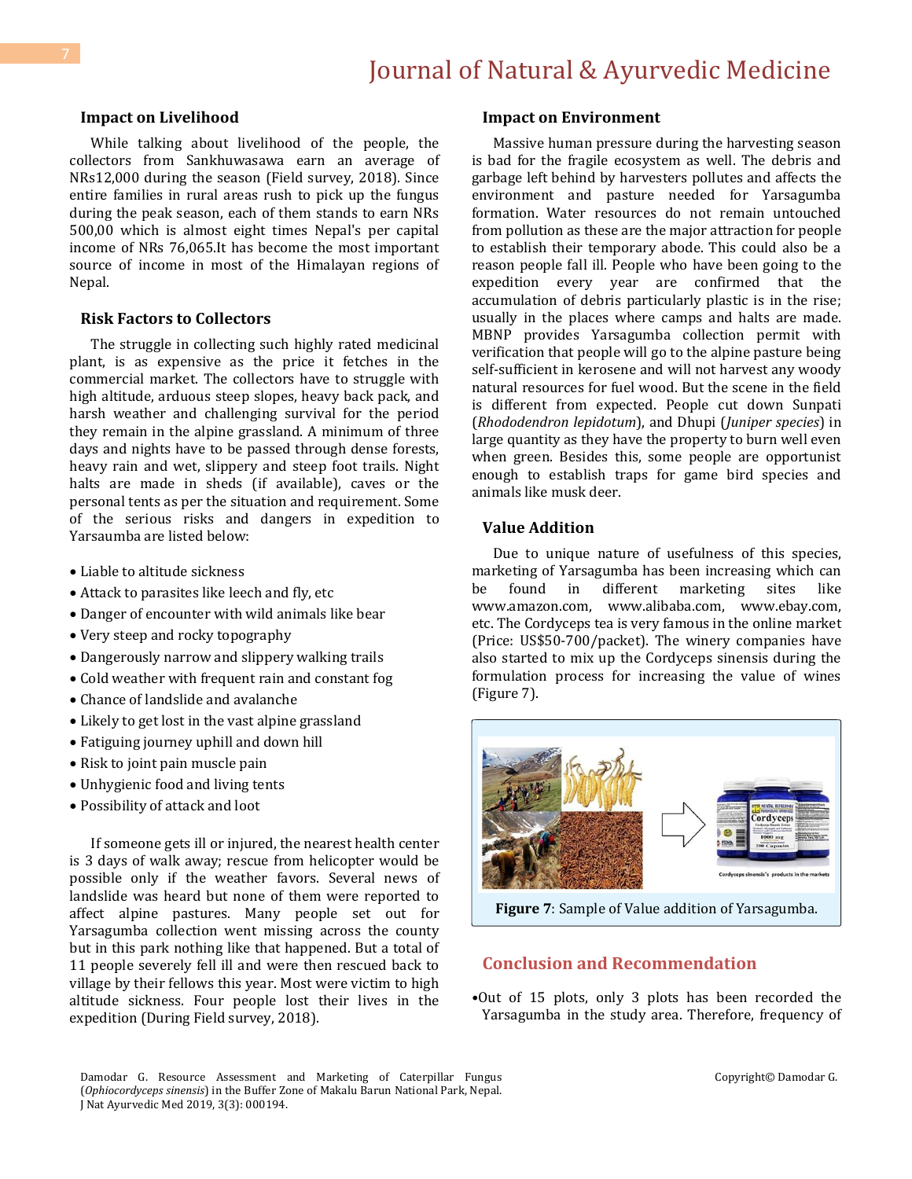### Impact on Livelihood

While talking about livelihood of the people, the collectors from Sankhuwasawa earn an average of NRs12,000 during the season (Field survey, 2018). Since entire families in rural areas rush to pick up the fungus during the peak season, each of them stands to earn NRs 500,00 which is almost eight times Nepal's per capital income of NRs 76,065.It has become the most important source of income in most of the Himalayan regions of Nepal.

### Risk Factors to Collectors

The struggle in collecting such highly rated medicinal plant, is as expensive as the price it fetches in the commercial market. The collectors have to struggle with high altitude, arduous steep slopes, heavy back pack, and harsh weather and challenging survival for the period they remain in the alpine grassland. A minimum of three days and nights have to be passed through dense forests, heavy rain and wet, slippery and steep foot trails. Night halts are made in sheds (if available), caves or the personal tents as per the situation and requirement. Some of the serious risks and dangers in expedition to Yarsaumba are listed below:

- Liable to altitude sickness
- Attack to parasites like leech and fly, etc
- Danger of encounter with wild animals like bear
- Very steep and rocky topography
- Dangerously narrow and slippery walking trails
- Cold weather with frequent rain and constant fog
- Chance of landslide and avalanche
- Likely to get lost in the vast alpine grassland
- Fatiguing journey uphill and down hill
- Risk to joint pain muscle pain
- Unhygienic food and living tents
- Possibility of attack and loot

If someone gets ill or injured, the nearest health center is 3 days of walk away; rescue from helicopter would be possible only if the weather favors. Several news of landslide was heard but none of them were reported to affect alpine pastures. Many people set out for Yarsagumba collection went missing across the county but in this park nothing like that happened. But a total of 11 people severely fell ill and were then rescued back to village by their fellows this year. Most were victim to high altitude sickness. Four people lost their lives in the expedition (During Field survey, 2018).

### Impact on Environment

Massive human pressure during the harvesting season is bad for the fragile ecosystem as well. The debris and garbage left behind by harvesters pollutes and affects the environment and pasture needed for Yarsagumba formation. Water resources do not remain untouched from pollution as these are the major attraction for people to establish their temporary abode. This could also be a reason people fall ill. People who have been going to the expedition every year are confirmed that the accumulation of debris particularly plastic is in the rise; usually in the places where camps and halts are made. MBNP provides Yarsagumba collection permit with verification that people will go to the alpine pasture being self-sufficient in kerosene and will not harvest any woody natural resources for fuel wood. But the scene in the field is different from expected. People cut down Sunpati (*Rhododendron lepidotum*), and Dhupi (*Juniper species*) in large quantity as they have the property to burn well even when green. Besides this, some people are opportunist enough to establish traps for game bird species and animals like musk deer.

### Value Addition

Due to unique nature of usefulness of this species, marketing of Yarsagumba has been increasing which can be found in different marketing sites like www.amazon.com, www.alibaba.com, www.ebay.com, etc. The Cordyceps tea is very famous in the online market (Price: US$50-700/packet). The winery companies have also started to mix up the Cordyceps sinensis during the formulation process for increasing the value of wines (Figure 7).

**Figure 7**: Sample of Value addition of Yarsagumba.

## Conclusion and Recommendation

- Out of 15 plots, only 3 plots has been recorded the Yarsagumba in the study area. Therefore, frequency of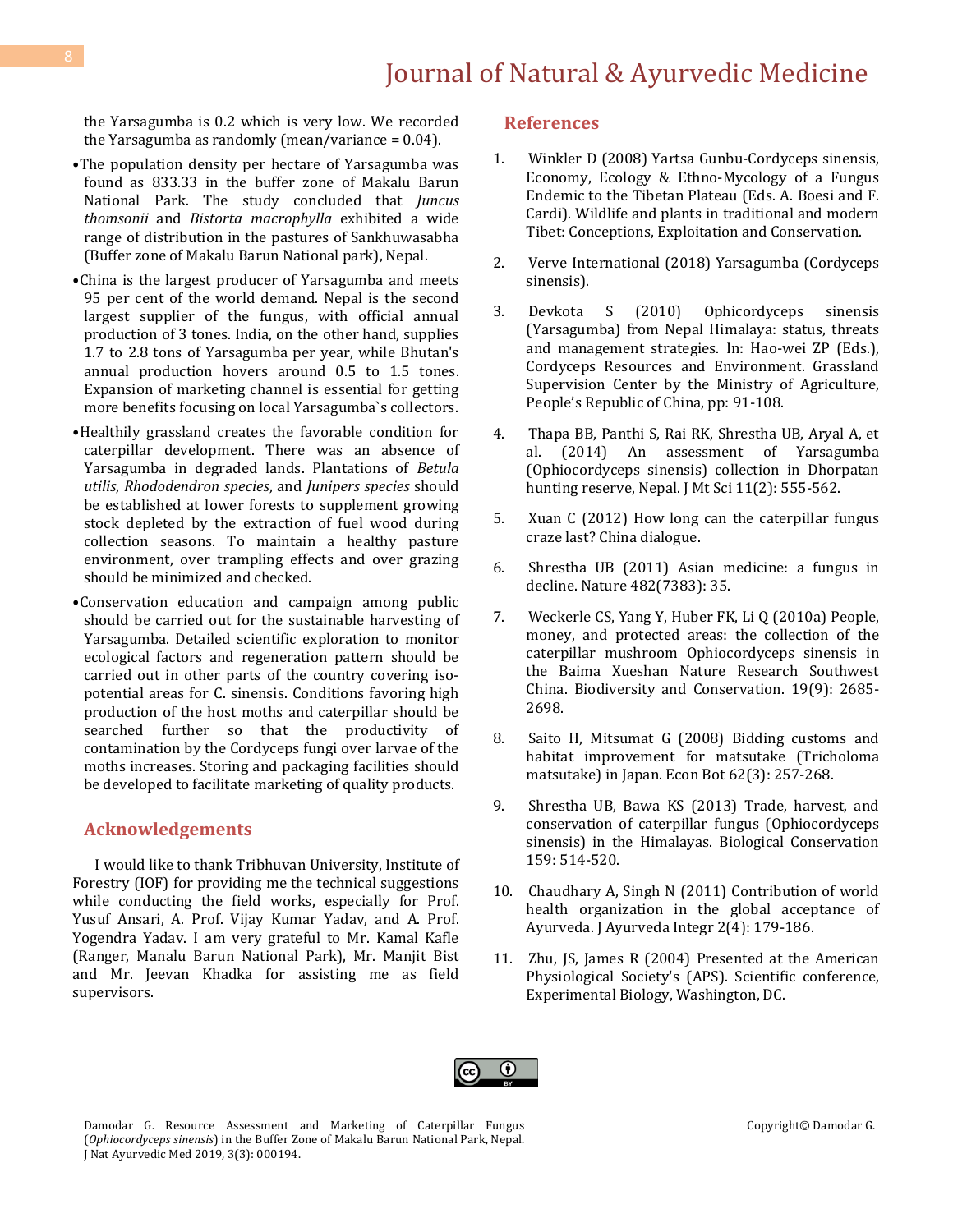the Yarsagumba is 0.2 which is very low. We recorded the Yarsagumba as randomly (mean/variance = 0.04).

- The population density per hectare of Yarsagumba was found as 833.33 in the buffer zone of Makalu Barun National Park. The study concluded that *Juncus thomsonii* and *Bistorta macrophylla* exhibited a wide range of distribution in the pastures of Sankhuwasabha (Buffer zone of Makalu Barun National park), Nepal.
- China is the largest producer of Yarsagumba and meets 95 per cent of the world demand. Nepal is the second largest supplier of the fungus, with official annual production of 3 tones. India, on the other hand, supplies 1.7 to 2.8 tons of Yarsagumba per year, while Bhutan's annual production hovers around 0.5 to 1.5 tones. Expansion of marketing channel is essential for getting more benefits focusing on local Yarsagumba`s collectors.
- Healthily grassland creates the favorable condition for caterpillar development. There was an absence of Yarsagumba in degraded lands. Plantations of *Betula utilis*, *Rhododendron species*, and *Junipers species* should be established at lower forests to supplement growing stock depleted by the extraction of fuel wood during collection seasons. To maintain a healthy pasture environment, over trampling effects and over grazing should be minimized and checked.
- Conservation education and campaign among public should be carried out for the sustainable harvesting of Yarsagumba. Detailed scientific exploration to monitor ecological factors and regeneration pattern should be carried out in other parts of the country covering iso-potential areas for C. sinensis. Conditions favoring high production of the host moths and caterpillar should be searched further so that the productivity of contamination by the Cordyceps fungi over larvae of the moths increases. Storing and packaging facilities should be developed to facilitate marketing of quality products.

## Acknowledgements

I would like to thank Tribhuvan University, Institute of Forestry (IOF) for providing me the technical suggestions while conducting the field works, especially for Prof. Yusuf Ansari, A. Prof. Vijay Kumar Yadav, and A. Prof. Yogendra Yadav. I am very grateful to Mr. Kamal Kafle (Ranger, Manalu Barun National Park), Mr. Manjit Bist and Mr. Jeevan Khadka for assisting me as field supervisors.

## References

1. Winkler D (2008) Yartsa Gunbu-Cordyceps sinensis, Economy, Ecology & Ethno-Mycology of a Fungus Endemic to the Tibetan Plateau (Eds. A. Boesi and F. Cardi). Wildlife and plants in traditional and modern Tibet: Conceptions, Exploitation and Conservation.
2. Verve International (2018) Yarsagumba (Cordyceps sinensis).
3. Devkota S (2010) Ophicordyceps sinensis (Yarsagumba) from Nepal Himalaya: status, threats and management strategies. In: Hao-wei ZP (Eds.), Cordyceps Resources and Environment. Grassland Supervision Center by the Ministry of Agriculture, People's Republic of China, pp: 91-108.
4. Thapa BB, Panthi S, Rai RK, Shrestha UB, Aryal A, et al. (2014) An assessment of Yarsagumba (Ophiocordyceps sinensis) collection in Dhorpatan hunting reserve, Nepal. J Mt Sci 11(2): 555-562.
5. Xuan C (2012) How long can the caterpillar fungus craze last? China dialogue.
6. Shrestha UB (2011) Asian medicine: a fungus in decline. Nature 482(7383): 35.
7. Weckerle CS, Yang Y, Huber FK, Li Q (2010a) People, money, and protected areas: the collection of the caterpillar mushroom Ophiocordyceps sinensis in the Baima Xueshan Nature Research Southwest China. Biodiversity and Conservation. 19(9): 2685-2698.
8. Saito H, Mitsumat G (2008) Bidding customs and habitat improvement for matsutake (Tricholoma matsutake) in Japan. Econ Bot 62(3): 257-268.
9. Shrestha UB, Bawa KS (2013) Trade, harvest, and conservation of caterpillar fungus (Ophiocordyceps sinensis) in the Himalayas. Biological Conservation 159: 514-520.
10. Chaudhary A, Singh N (2011) Contribution of world health organization in the global acceptance of Ayurveda. J Ayurveda Integr 2(4): 179-186.
11. Zhu, JS, James R (2004) Presented at the American Physiological Society's (APS). Scientific conference, Experimental Biology, Washington, DC.